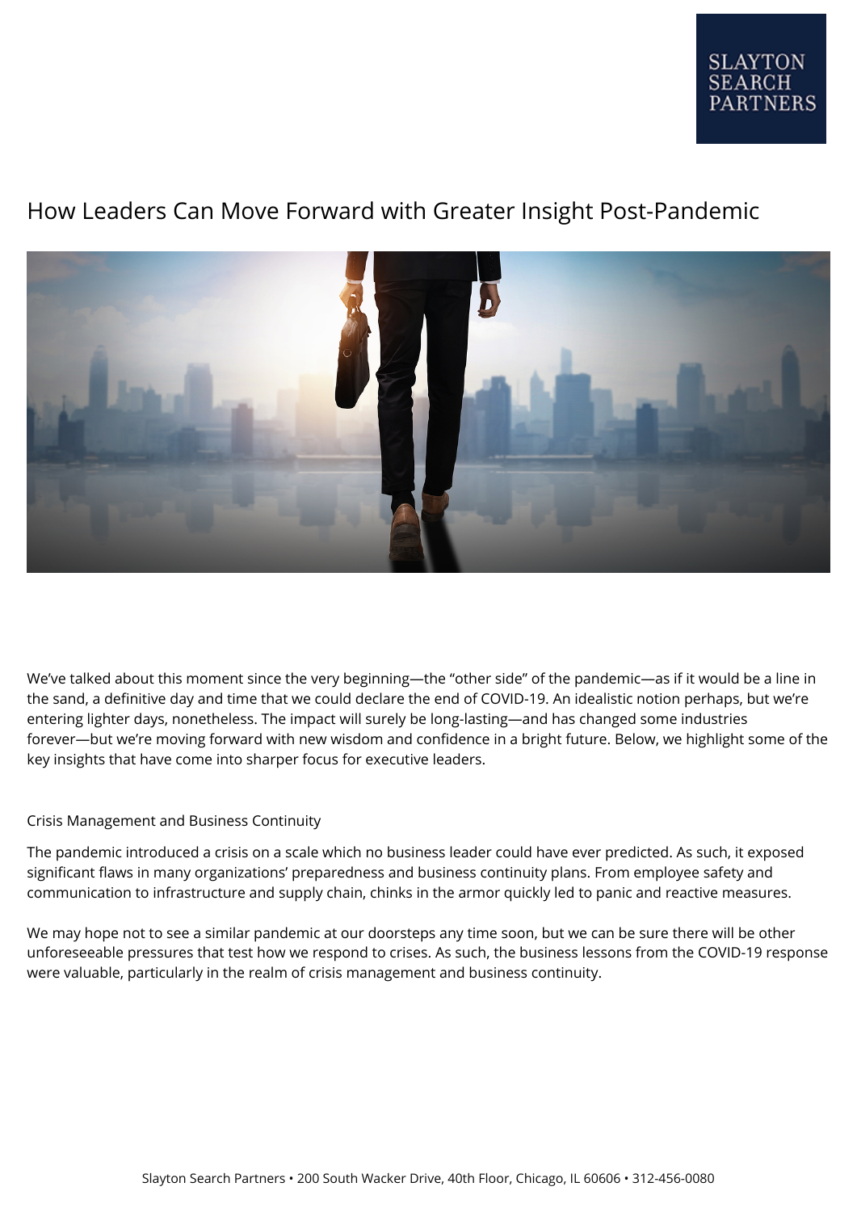# How Leaders Can Move Forward with Greater Insight Post-Pandemic

We've talked about this moment since the very beginning—the "other side" of the pandemic—as if it would be a line in the sand, a definitive day and time that we could declare the end of COVID-19. An idealistic notion perhaps, but we're entering lighter days, nonetheless. The impact will surely be long-lasting—and has changed some industries forever—but we're moving forward with new wisdom and confidence in a bright future. Below, we highlight some of the key insights that have come into sharper focus for executive leaders.

## Crisis Management and Business Continuity

The pandemic introduced a crisis on a scale which no business leader could have ever predicted. As such, it exposed significant flaws in many organizations' preparedness and business continuity plans. From employee safety and communication to infrastructure and supply chain, chinks in the armor quickly led to panic and reactive measures.

We may hope not to see a similar pandemic at our doorsteps any time soon, but we can be sure there will be other unforeseeable pressures that test how we respond to crises. As such, the business lessons from the COVID-19 response were valuable, particularly in the realm of crisis management and business continuity.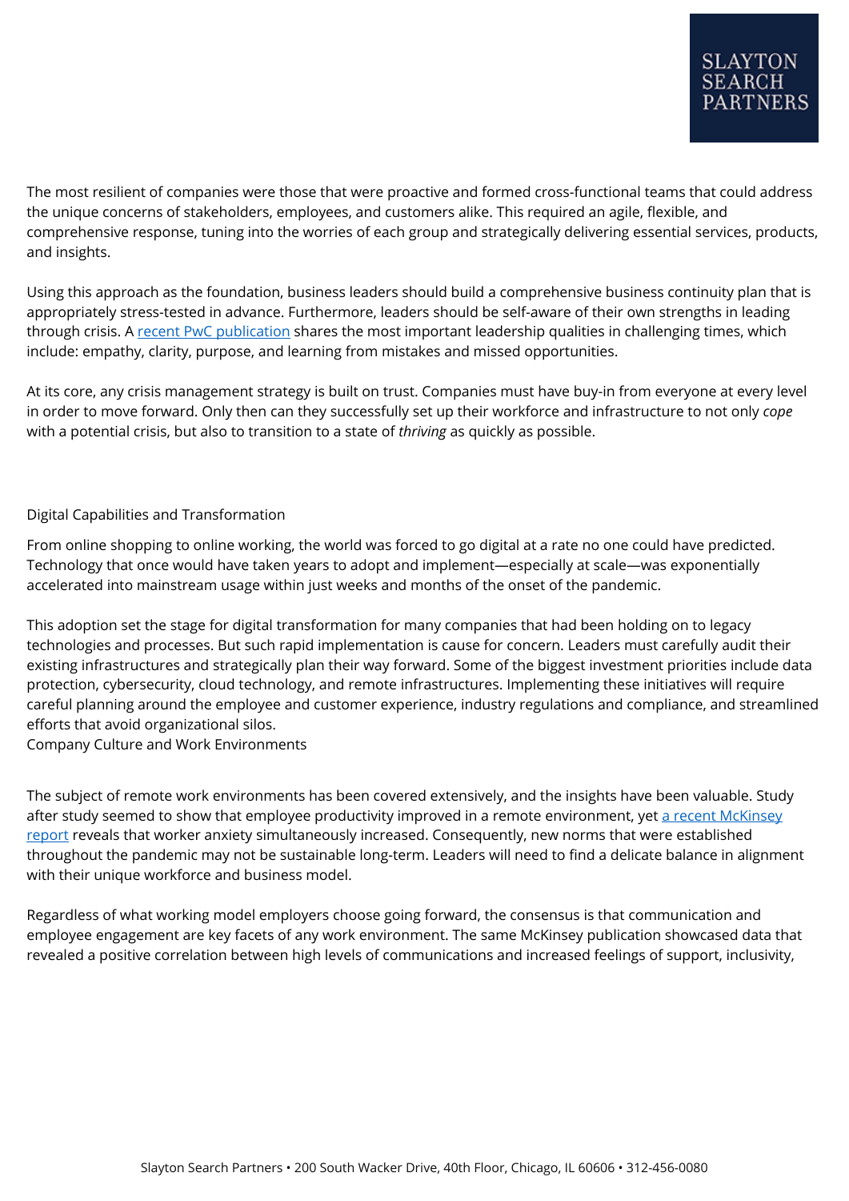The most resilient of companies were those that were proactive and formed cross-functional teams that could address the unique concerns of stakeholders, employees, and customers alike. This required an agile, flexible, and comprehensive response, tuning into the worries of each group and strategically delivering essential services, products, and insights.

Using this approach as the foundation, business leaders should build a comprehensive business continuity plan that is appropriately stress-tested in advance. Furthermore, leaders should be self-aware of their own strengths in leading through crisis. A [recent PwC publication] shares the most important leadership qualities in challenging times, which include: empathy, clarity, purpose, and learning from mistakes and missed opportunities.

At its core, any crisis management strategy is built on trust. Companies must have buy-in from everyone at every level in order to move forward. Only then can they successfully set up their workforce and infrastructure to not only *cope* with a potential crisis, but also to transition to a state of *thriving* as quickly as possible.

## Digital Capabilities and Transformation

From online shopping to online working, the world was forced to go digital at a rate no one could have predicted. Technology that once would have taken years to adopt and implement—especially at scale—was exponentially accelerated into mainstream usage within just weeks and months of the onset of the pandemic.

This adoption set the stage for digital transformation for many companies that had been holding on to legacy technologies and processes. But such rapid implementation is cause for concern. Leaders must carefully audit their existing infrastructures and strategically plan their way forward. Some of the biggest investment priorities include data protection, cybersecurity, cloud technology, and remote infrastructures. Implementing these initiatives will require careful planning around the employee and customer experience, industry regulations and compliance, and streamlined efforts that avoid organizational silos.

## Company Culture and Work Environments

The subject of remote work environments has been covered extensively, and the insights have been valuable. Study after study seemed to show that employee productivity improved in a remote environment, yet [a recent McKinsey report] reveals that worker anxiety simultaneously increased. Consequently, new norms that were established throughout the pandemic may not be sustainable long-term. Leaders will need to find a delicate balance in alignment with their unique workforce and business model.

Regardless of what working model employers choose going forward, the consensus is that communication and employee engagement are key facets of any work environment. The same McKinsey publication showcased data that revealed a positive correlation between high levels of communications and increased feelings of support, inclusivity,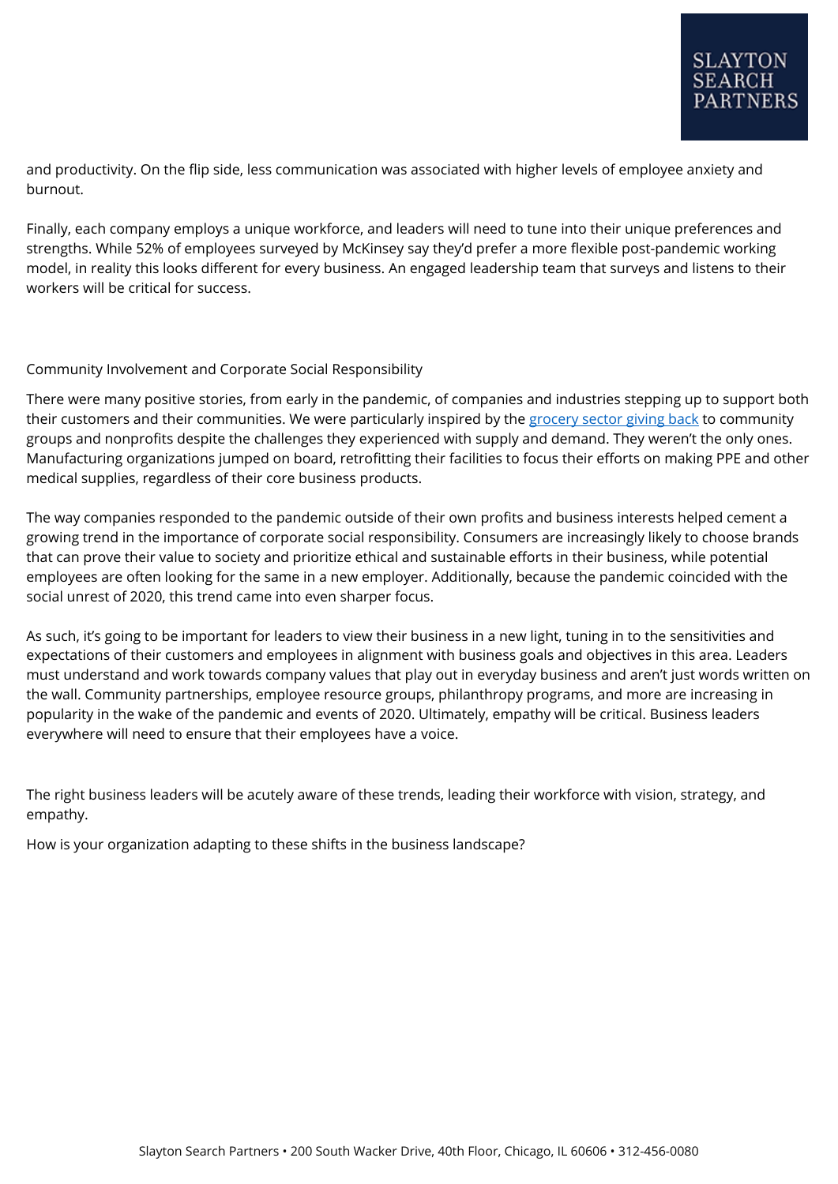and productivity. On the flip side, less communication was associated with higher levels of employee anxiety and burnout.

Finally, each company employs a unique workforce, and leaders will need to tune into their unique preferences and strengths. While 52% of employees surveyed by McKinsey say they'd prefer a more flexible post-pandemic working model, in reality this looks different for every business. An engaged leadership team that surveys and listens to their workers will be critical for success.

## Community Involvement and Corporate Social Responsibility

There were many positive stories, from early in the pandemic, of companies and industries stepping up to support both their customers and their communities. We were particularly inspired by the grocery sector giving back to community groups and nonprofits despite the challenges they experienced with supply and demand. They weren't the only ones. Manufacturing organizations jumped on board, retrofitting their facilities to focus their efforts on making PPE and other medical supplies, regardless of their core business products.

The way companies responded to the pandemic outside of their own profits and business interests helped cement a growing trend in the importance of corporate social responsibility. Consumers are increasingly likely to choose brands that can prove their value to society and prioritize ethical and sustainable efforts in their business, while potential employees are often looking for the same in a new employer. Additionally, because the pandemic coincided with the social unrest of 2020, this trend came into even sharper focus.

As such, it's going to be important for leaders to view their business in a new light, tuning in to the sensitivities and expectations of their customers and employees in alignment with business goals and objectives in this area. Leaders must understand and work towards company values that play out in everyday business and aren't just words written on the wall. Community partnerships, employee resource groups, philanthropy programs, and more are increasing in popularity in the wake of the pandemic and events of 2020. Ultimately, empathy will be critical. Business leaders everywhere will need to ensure that their employees have a voice.

The right business leaders will be acutely aware of these trends, leading their workforce with vision, strategy, and empathy.

How is your organization adapting to these shifts in the business landscape?